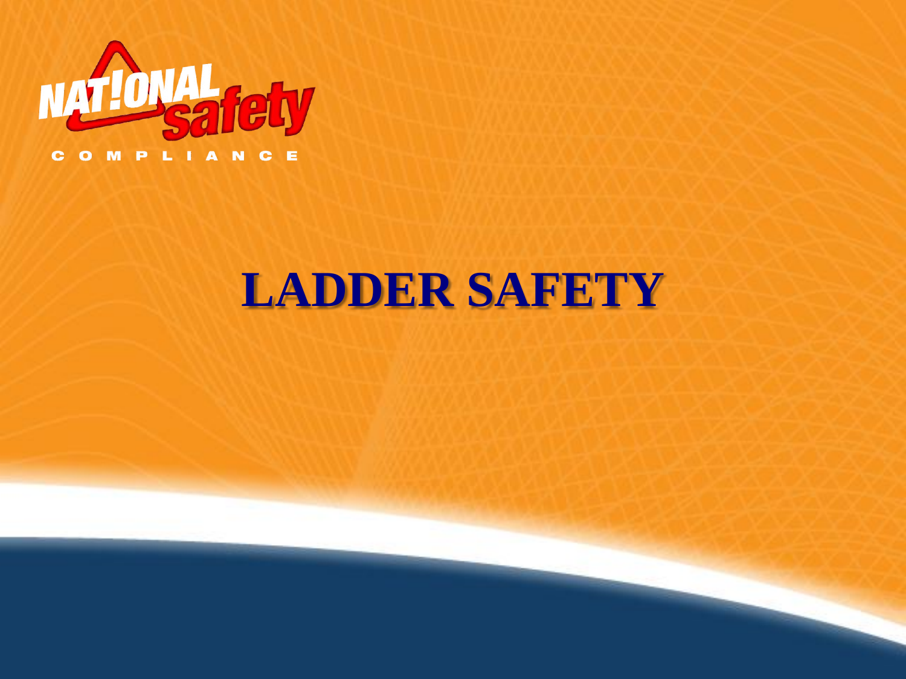NATIONAL safety

COMPLIANCE

# LADDER SAFETY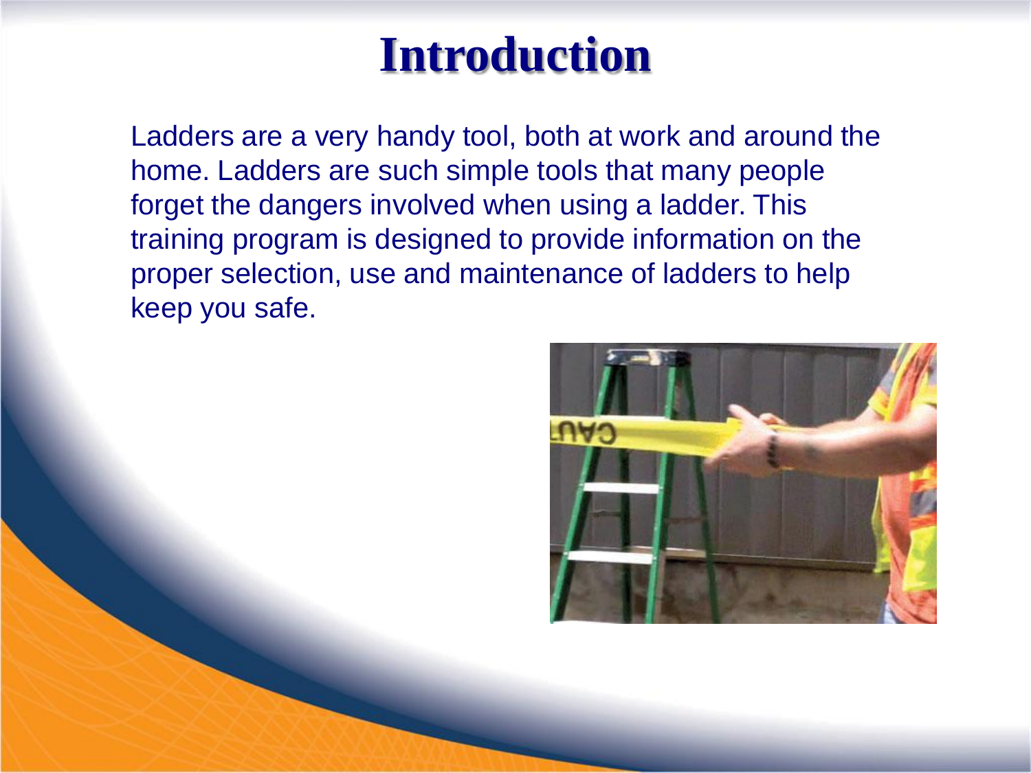# Introduction

Ladders are a very handy tool, both at work and around the home. Ladders are such simple tools that many people forget the dangers involved when using a ladder. This training program is designed to provide information on the proper selection, use and maintenance of ladders to help keep you safe.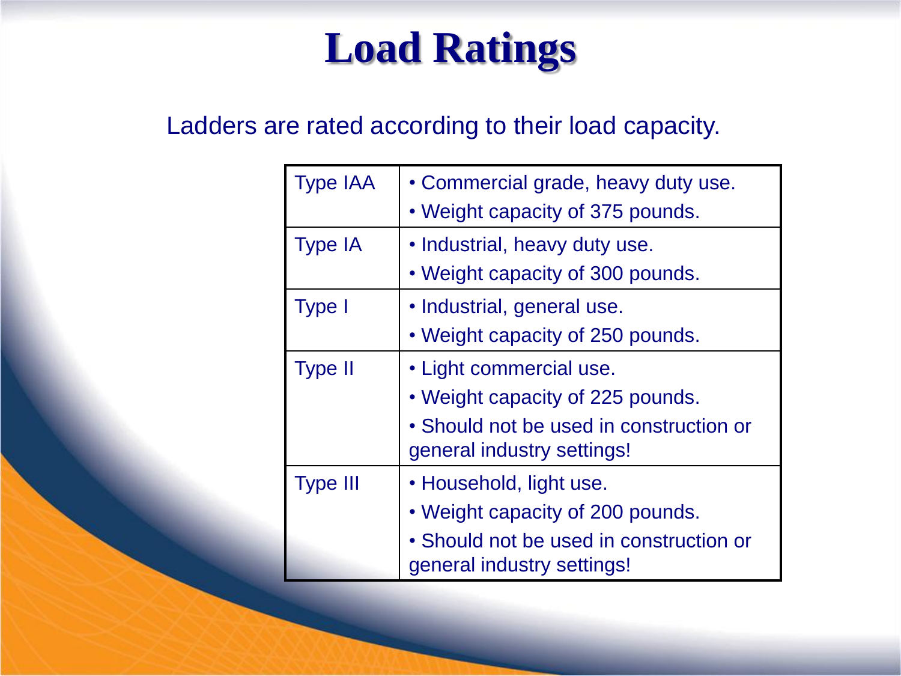# Load Ratings

Ladders are rated according to their load capacity.

| Type | Description |
|---|---|
| Type IAA | • Commercial grade, heavy duty use.<br>• Weight capacity of 375 pounds. |
| Type IA | • Industrial, heavy duty use.<br>• Weight capacity of 300 pounds. |
| Type I | • Industrial, general use.<br>• Weight capacity of 250 pounds. |
| Type II | • Light commercial use.<br>• Weight capacity of 225 pounds.<br>• Should not be used in construction or general industry settings! |
| Type III | • Household, light use.<br>• Weight capacity of 200 pounds.<br>• Should not be used in construction or general industry settings! |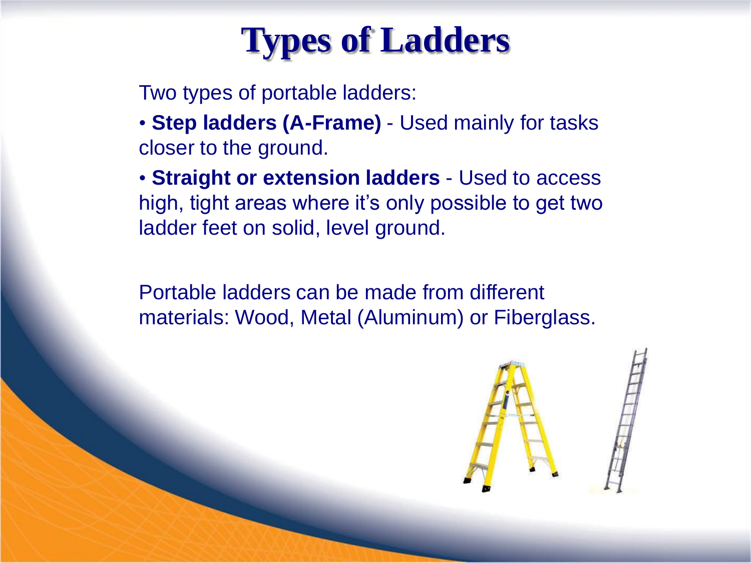# Types of Ladders

Two types of portable ladders:

- **Step ladders (A-Frame)** - Used mainly for tasks closer to the ground.
- **Straight or extension ladders** - Used to access high, tight areas where it's only possible to get two ladder feet on solid, level ground.

Portable ladders can be made from different materials: Wood, Metal (Aluminum) or Fiberglass.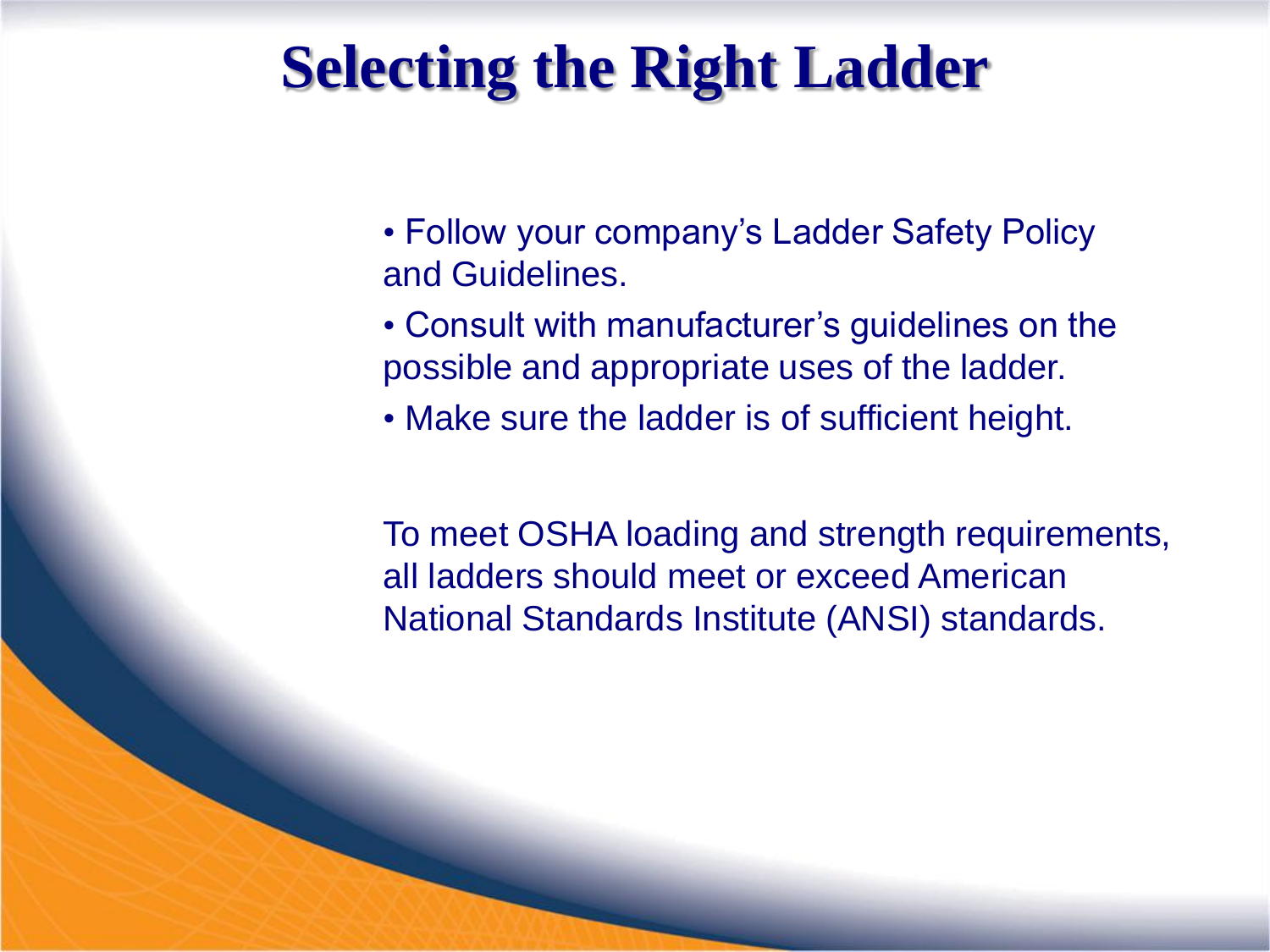# Selecting the Right Ladder

- Follow your company's Ladder Safety Policy and Guidelines.
- Consult with manufacturer's guidelines on the possible and appropriate uses of the ladder.
- Make sure the ladder is of sufficient height.

To meet OSHA loading and strength requirements, all ladders should meet or exceed American National Standards Institute (ANSI) standards.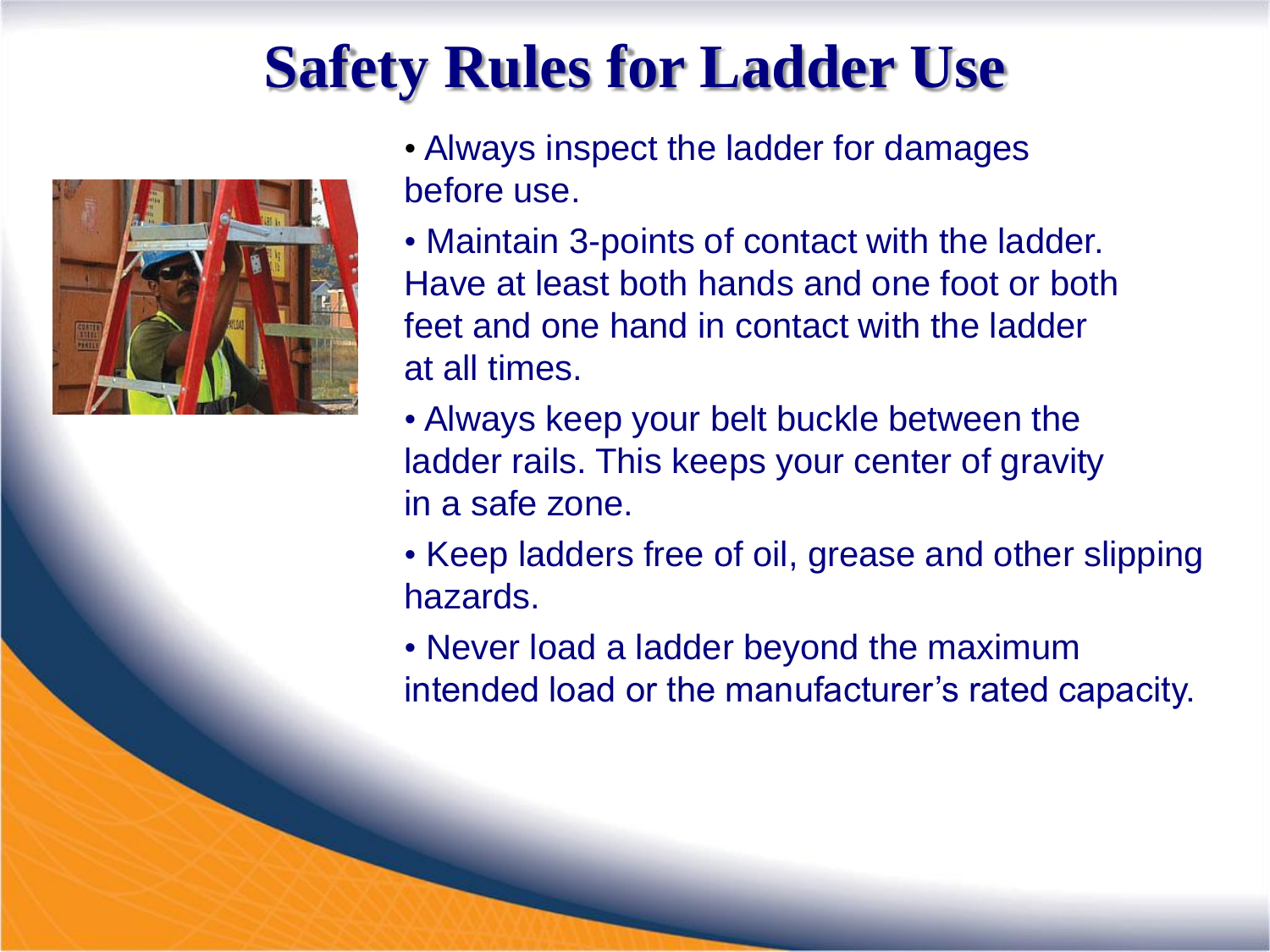# Safety Rules for Ladder Use

- Always inspect the ladder for damages before use.
- Maintain 3-points of contact with the ladder. Have at least both hands and one foot or both feet and one hand in contact with the ladder at all times.
- Always keep your belt buckle between the ladder rails. This keeps your center of gravity in a safe zone.
- Keep ladders free of oil, grease and other slipping hazards.
- Never load a ladder beyond the maximum intended load or the manufacturer's rated capacity.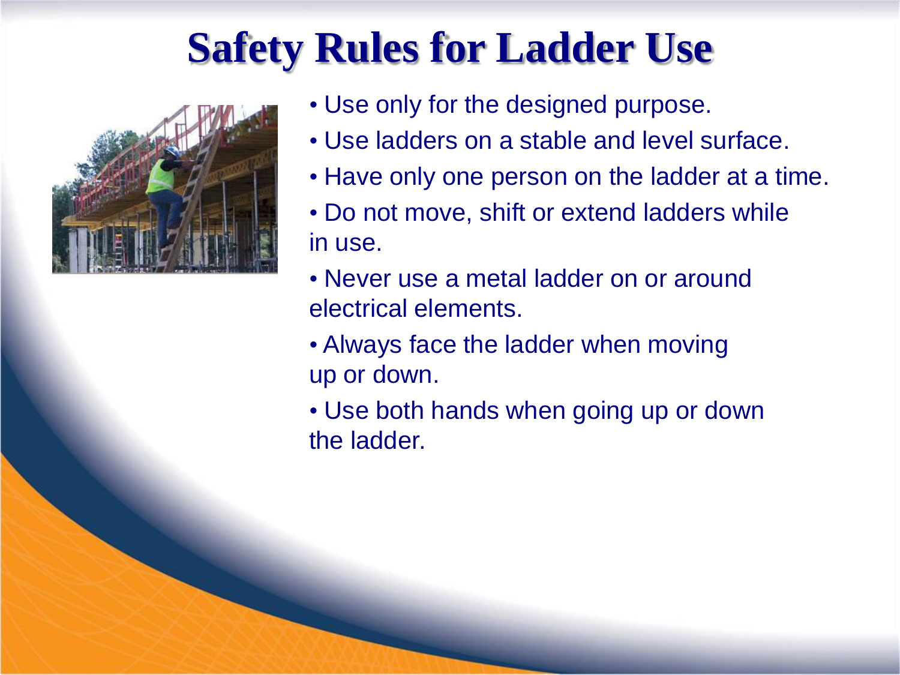# Safety Rules for Ladder Use

- Use only for the designed purpose.
- Use ladders on a stable and level surface.
- Have only one person on the ladder at a time.
- Do not move, shift or extend ladders while in use.
- Never use a metal ladder on or around electrical elements.
- Always face the ladder when moving up or down.
- Use both hands when going up or down the ladder.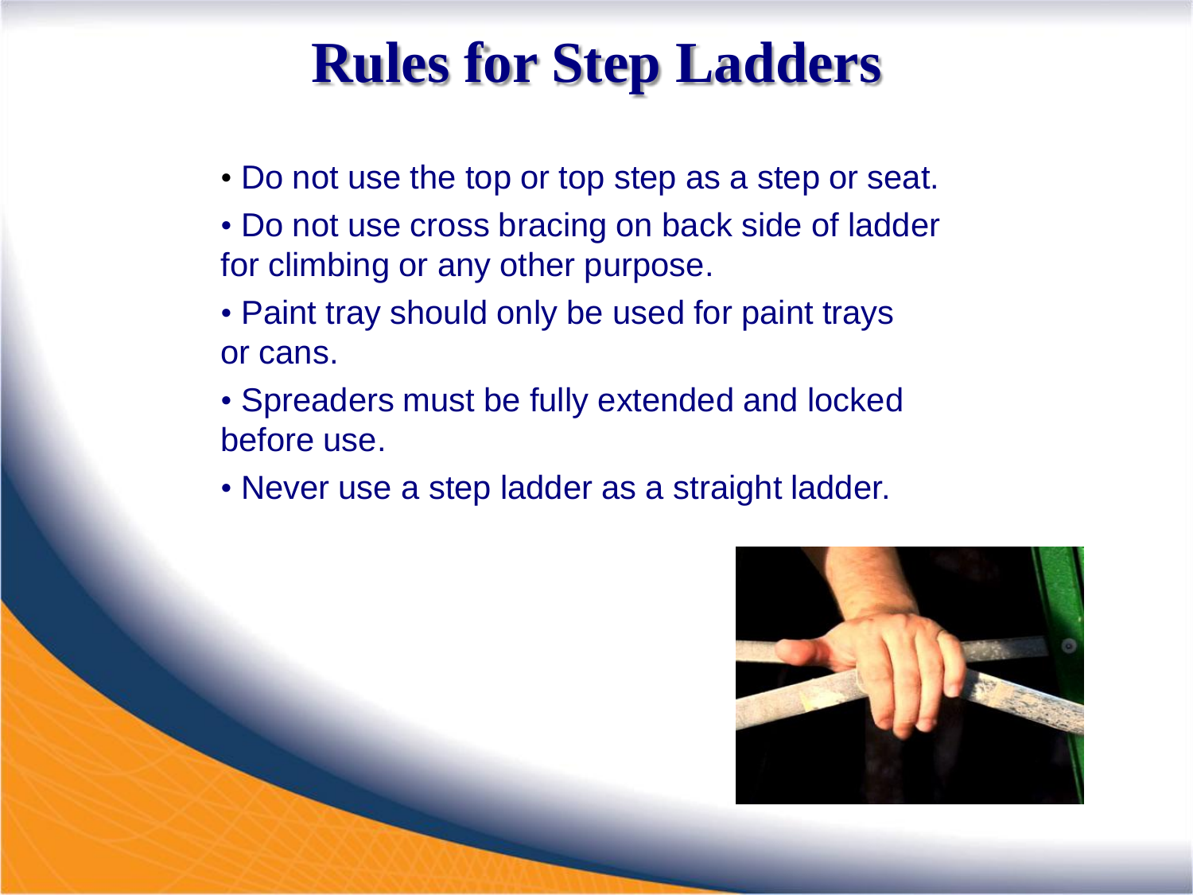# Rules for Step Ladders

- Do not use the top or top step as a step or seat.
- Do not use cross bracing on back side of ladder for climbing or any other purpose.
- Paint tray should only be used for paint trays or cans.
- Spreaders must be fully extended and locked before use.
- Never use a step ladder as a straight ladder.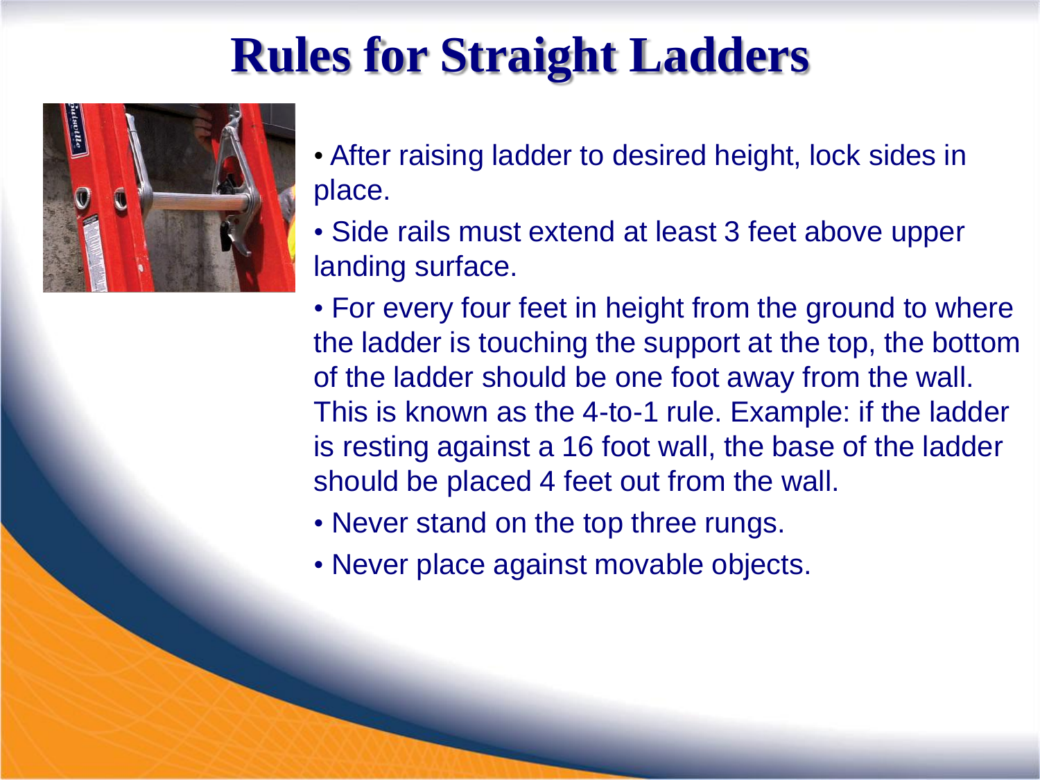# Rules for Straight Ladders

- After raising ladder to desired height, lock sides in place.
- Side rails must extend at least 3 feet above upper landing surface.
- For every four feet in height from the ground to where the ladder is touching the support at the top, the bottom of the ladder should be one foot away from the wall. This is known as the 4-to-1 rule. Example: if the ladder is resting against a 16 foot wall, the base of the ladder should be placed 4 feet out from the wall.
- Never stand on the top three rungs.
- Never place against movable objects.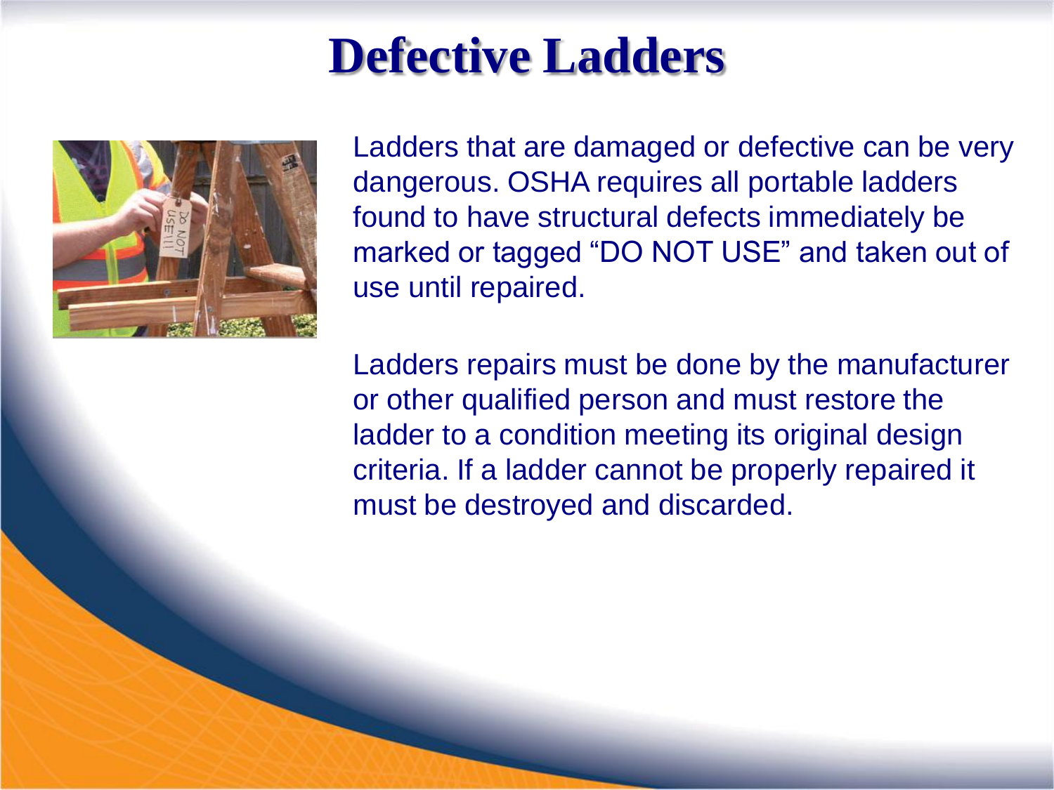# Defective Ladders

Ladders that are damaged or defective can be very dangerous. OSHA requires all portable ladders found to have structural defects immediately be marked or tagged "DO NOT USE" and taken out of use until repaired.

Ladders repairs must be done by the manufacturer or other qualified person and must restore the ladder to a condition meeting its original design criteria. If a ladder cannot be properly repaired it must be destroyed and discarded.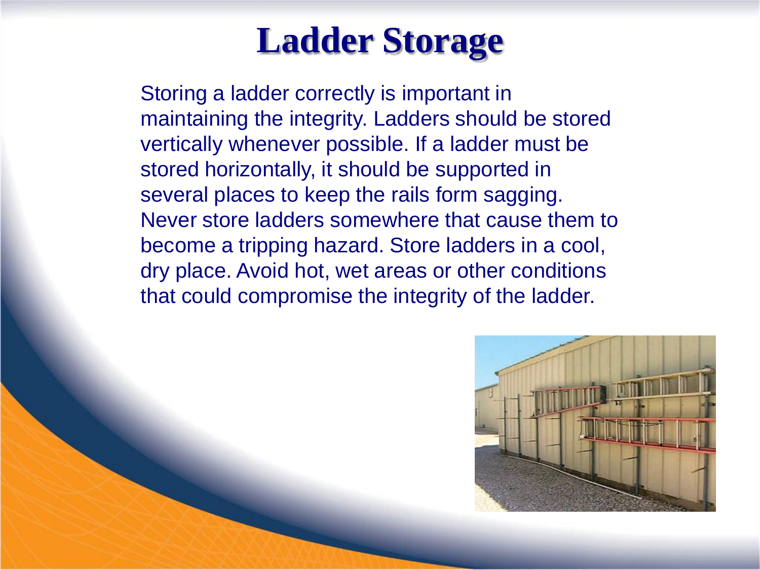# Ladder Storage

Storing a ladder correctly is important in maintaining the integrity. Ladders should be stored vertically whenever possible. If a ladder must be stored horizontally, it should be supported in several places to keep the rails form sagging. Never store ladders somewhere that cause them to become a tripping hazard. Store ladders in a cool, dry place. Avoid hot, wet areas or other conditions that could compromise the integrity of the ladder.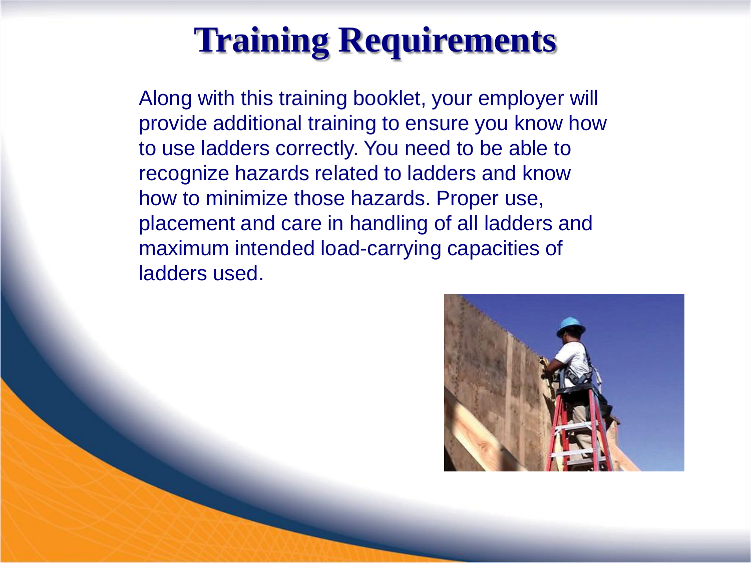# Training Requirements

Along with this training booklet, your employer will provide additional training to ensure you know how to use ladders correctly. You need to be able to recognize hazards related to ladders and know how to minimize those hazards. Proper use, placement and care in handling of all ladders and maximum intended load-carrying capacities of ladders used.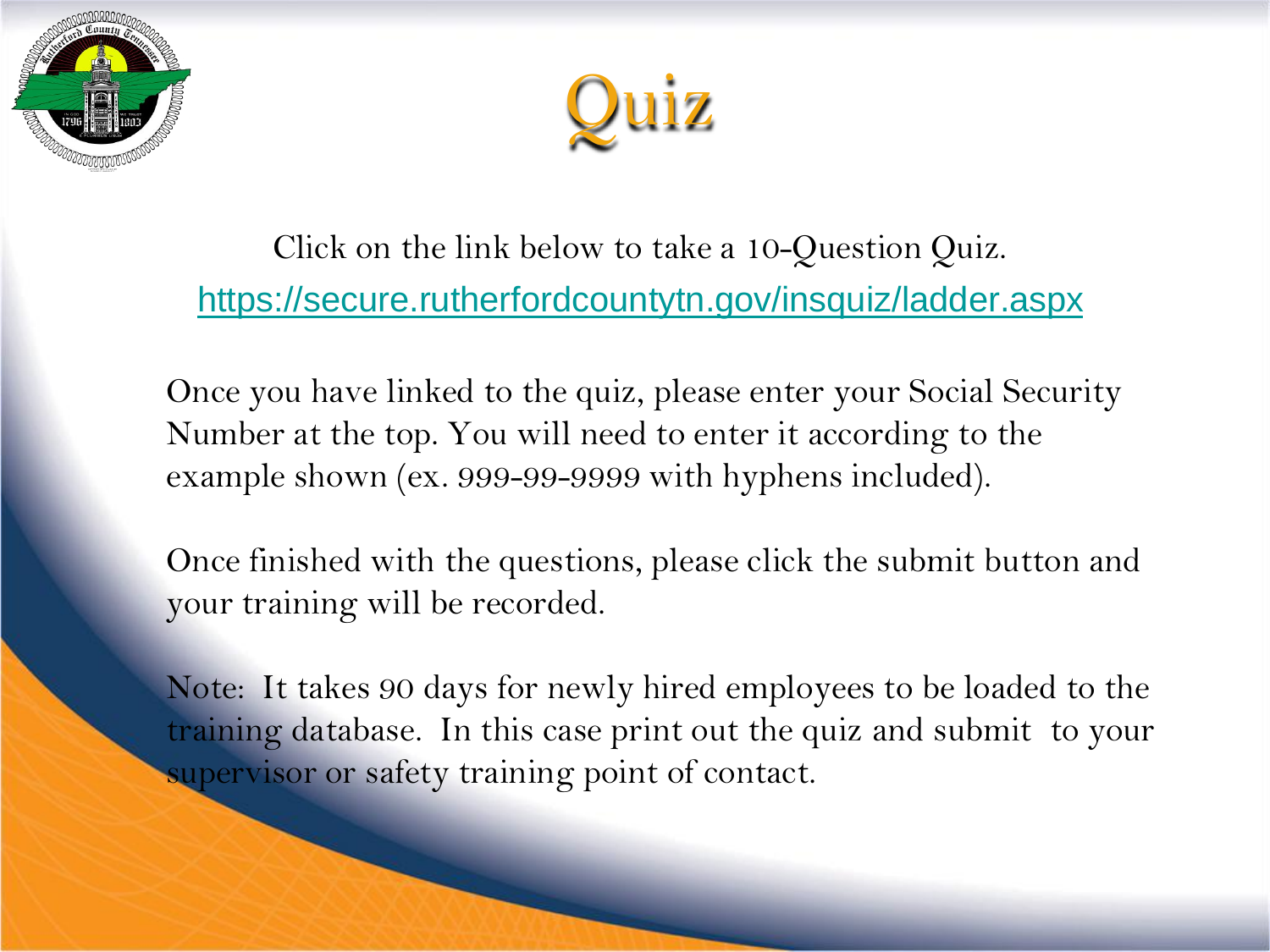# Quiz

Click on the link below to take a 10-Question Quiz.

https://secure.rutherfordcountytn.gov/insquiz/ladder.aspx

Once you have linked to the quiz, please enter your Social Security Number at the top. You will need to enter it according to the example shown (ex. 999-99-9999 with hyphens included).

Once finished with the questions, please click the submit button and your training will be recorded.

Note: It takes 90 days for newly hired employees to be loaded to the training database. In this case print out the quiz and submit to your supervisor or safety training point of contact.